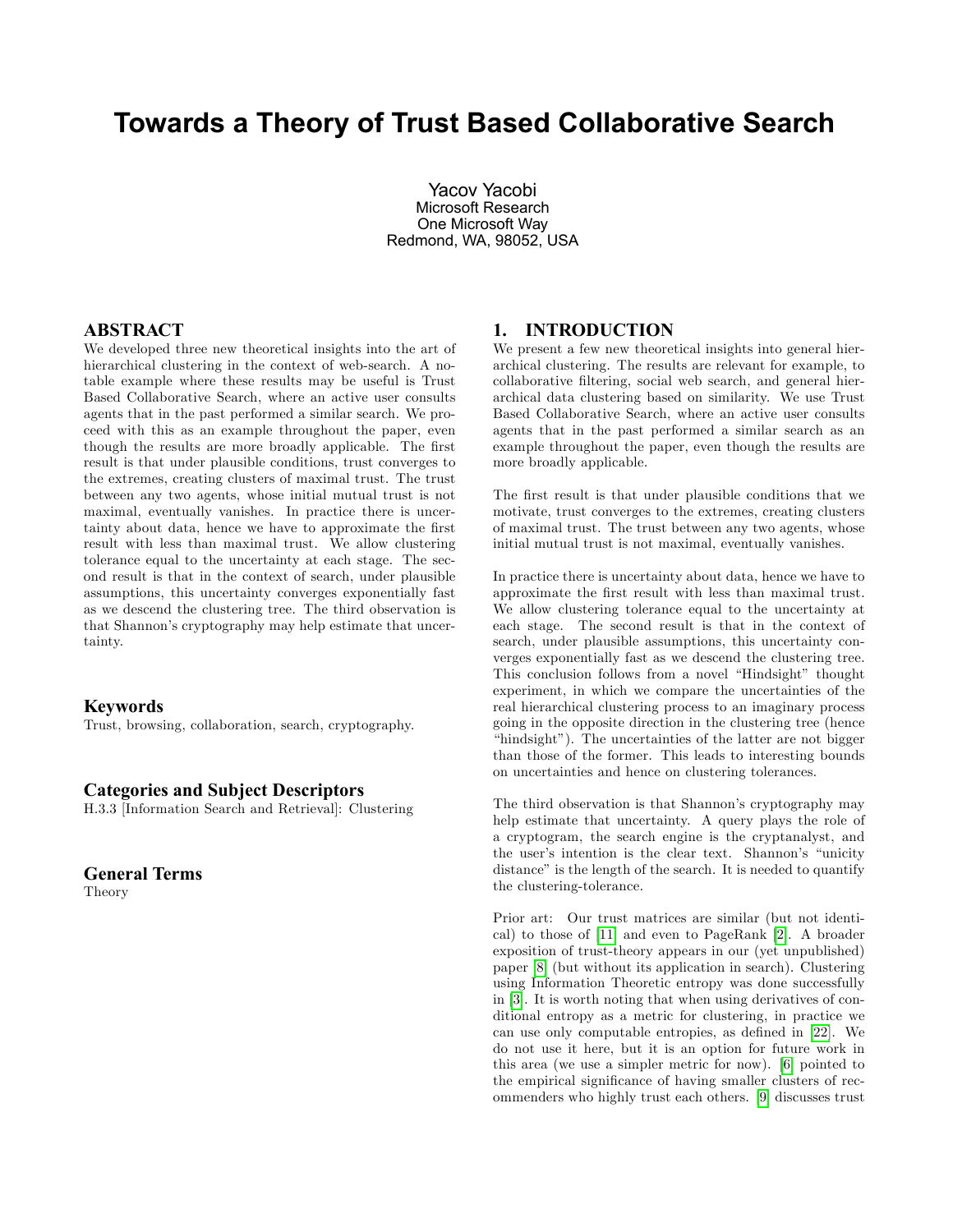# Towards a Theory of Trust Based Collaborative Search

Yacov Yacobi
Microsoft Research
One Microsoft Way
Redmond, WA, 98052, USA

## ABSTRACT

We developed three new theoretical insights into the art of hierarchical clustering in the context of web-search. A notable example where these results may be useful is Trust Based Collaborative Search, where an active user consults agents that in the past performed a similar search. We proceed with this as an example throughout the paper, even though the results are more broadly applicable. The first result is that under plausible conditions, trust converges to the extremes, creating clusters of maximal trust. The trust between any two agents, whose initial mutual trust is not maximal, eventually vanishes. In practice there is uncertainty about data, hence we have to approximate the first result with less than maximal trust. We allow clustering tolerance equal to the uncertainty at each stage. The second result is that in the context of search, under plausible assumptions, this uncertainty converges exponentially fast as we descend the clustering tree. The third observation is that Shannon's cryptography may help estimate that uncertainty.

### Keywords

Trust, browsing, collaboration, search, cryptography.

### Categories and Subject Descriptors

H.3.3 [Information Search and Retrieval]: Clustering

### General Terms

Theory

## 1. INTRODUCTION

We present a few new theoretical insights into general hierarchical clustering. The results are relevant for example, to collaborative filtering, social web search, and general hierarchical data clustering based on similarity. We use Trust Based Collaborative Search, where an active user consults agents that in the past performed a similar search as an example throughout the paper, even though the results are more broadly applicable.

The first result is that under plausible conditions that we motivate, trust converges to the extremes, creating clusters of maximal trust. The trust between any two agents, whose initial mutual trust is not maximal, eventually vanishes.

In practice there is uncertainty about data, hence we have to approximate the first result with less than maximal trust. We allow clustering tolerance equal to the uncertainty at each stage. The second result is that in the context of search, under plausible assumptions, this uncertainty converges exponentially fast as we descend the clustering tree. This conclusion follows from a novel "Hindsight" thought experiment, in which we compare the uncertainties of the real hierarchical clustering process to an imaginary process going in the opposite direction in the clustering tree (hence "hindsight"). The uncertainties of the latter are not bigger than those of the former. This leads to interesting bounds on uncertainties and hence on clustering tolerances.

The third observation is that Shannon's cryptography may help estimate that uncertainty. A query plays the role of a cryptogram, the search engine is the cryptanalyst, and the user's intention is the clear text. Shannon's "unicity distance" is the length of the search. It is needed to quantify the clustering-tolerance.

Prior art: Our trust matrices are similar (but not identical) to those of [11] and even to PageRank [2]. A broader exposition of trust-theory appears in our (yet unpublished) paper [8] (but without its application in search). Clustering using Information Theoretic entropy was done successfully in [3]. It is worth noting that when using derivatives of conditional entropy as a metric for clustering, in practice we can use only computable entropies, as defined in [22]. We do not use it here, but it is an option for future work in this area (we use a simpler metric for now). [6] pointed to the empirical significance of having smaller clusters of recommenders who highly trust each others. [9] discusses trust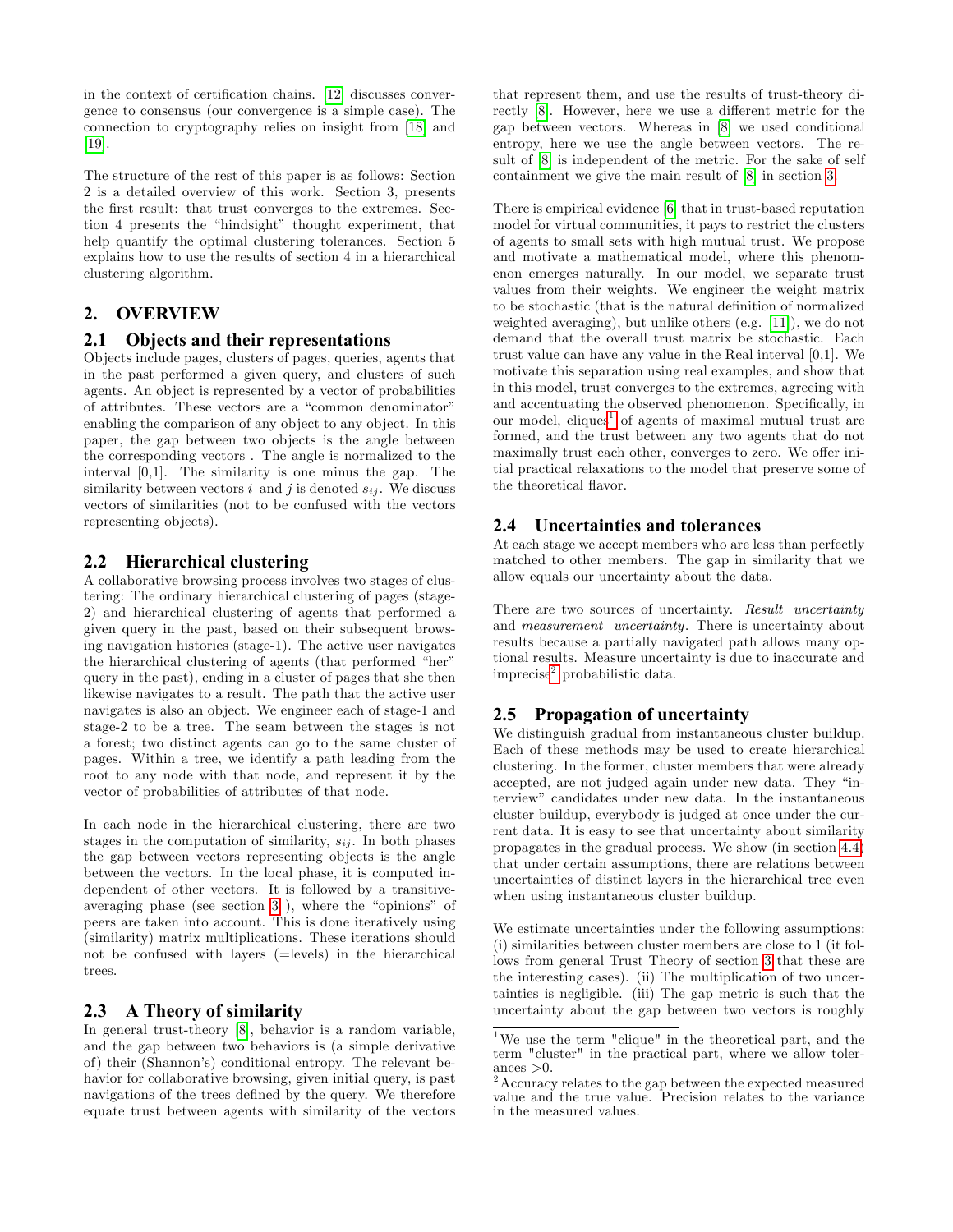in the context of certification chains. [12] discusses convergence to consensus (our convergence is a simple case). The connection to cryptography relies on insight from [18] and [19].

The structure of the rest of this paper is as follows: Section 2 is a detailed overview of this work. Section 3, presents the first result: that trust converges to the extremes. Section 4 presents the "hindsight" thought experiment, that help quantify the optimal clustering tolerances. Section 5 explains how to use the results of section 4 in a hierarchical clustering algorithm.

## 2. OVERVIEW

### 2.1 Objects and their representations

Objects include pages, clusters of pages, queries, agents that in the past performed a given query, and clusters of such agents. An object is represented by a vector of probabilities of attributes. These vectors are a "common denominator" enabling the comparison of any object to any object. In this paper, the gap between two objects is the angle between the corresponding vectors . The angle is normalized to the interval [0,1]. The similarity is one minus the gap. The similarity between vectors $i$ and $j$ is denoted $s_{ij}$. We discuss vectors of similarities (not to be confused with the vectors representing objects).

### 2.2 Hierarchical clustering

A collaborative browsing process involves two stages of clustering: The ordinary hierarchical clustering of pages (stage-2) and hierarchical clustering of agents that performed a given query in the past, based on their subsequent browsing navigation histories (stage-1). The active user navigates the hierarchical clustering of agents (that performed "her" query in the past), ending in a cluster of pages that she then likewise navigates to a result. The path that the active user navigates is also an object. We engineer each of stage-1 and stage-2 to be a tree. The seam between the stages is not a forest; two distinct agents can go to the same cluster of pages. Within a tree, we identify a path leading from the root to any node with that node, and represent it by the vector of probabilities of attributes of that node.

In each node in the hierarchical clustering, there are two stages in the computation of similarity, $s_{ij}$. In both phases the gap between vectors representing objects is the angle between the vectors. In the local phase, it is computed independent of other vectors. It is followed by a transitive-averaging phase (see section 3 ), where the "opinions" of peers are taken into account. This is done iteratively using (similarity) matrix multiplications. These iterations should not be confused with layers (=levels) in the hierarchical trees.

### 2.3 A Theory of similarity

In general trust-theory [8], behavior is a random variable, and the gap between two behaviors is (a simple derivative of) their (Shannon's) conditional entropy. The relevant behavior for collaborative browsing, given initial query, is past navigations of the trees defined by the query. We therefore equate trust between agents with similarity of the vectors that represent them, and use the results of trust-theory directly [8]. However, here we use a different metric for the gap between vectors. Whereas in [8] we used conditional entropy, here we use the angle between vectors. The result of [8] is independent of the metric. For the sake of self containment we give the main result of [8] in section 3.

There is empirical evidence [6] that in trust-based reputation model for virtual communities, it pays to restrict the clusters of agents to small sets with high mutual trust. We propose and motivate a mathematical model, where this phenomenon emerges naturally. In our model, we separate trust values from their weights. We engineer the weight matrix to be stochastic (that is the natural definition of normalized weighted averaging), but unlike others (e.g. [11]), we do not demand that the overall trust matrix be stochastic. Each trust value can have any value in the Real interval [0,1]. We motivate this separation using real examples, and show that in this model, trust converges to the extremes, agreeing with and accentuating the observed phenomenon. Specifically, in our model, cliques[1] of agents of maximal mutual trust are formed, and the trust between any two agents that do not maximally trust each other, converges to zero. We offer initial practical relaxations to the model that preserve some of the theoretical flavor.

### 2.4 Uncertainties and tolerances

At each stage we accept members who are less than perfectly matched to other members. The gap in similarity that we allow equals our uncertainty about the data.

There are two sources of uncertainty. *Result uncertainty* and *measurement uncertainty*. There is uncertainty about results because a partially navigated path allows many optional results. Measure uncertainty is due to inaccurate and imprecise[2] probabilistic data.

### 2.5 Propagation of uncertainty

We distinguish gradual from instantaneous cluster buildup. Each of these methods may be used to create hierarchical clustering. In the former, cluster members that were already accepted, are not judged again under new data. They "interview" candidates under new data. In the instantaneous cluster buildup, everybody is judged at once under the current data. It is easy to see that uncertainty about similarity propagates in the gradual process. We show (in section 4.4) that under certain assumptions, there are relations between uncertainties of distinct layers in the hierarchical tree even when using instantaneous cluster buildup.

We estimate uncertainties under the following assumptions: (i) similarities between cluster members are close to 1 (it follows from general Trust Theory of section 3 that these are the interesting cases). (ii) The multiplication of two uncertainties is negligible. (iii) The gap metric is such that the uncertainty about the gap between two vectors is roughly

---

[1] We use the term "clique" in the theoretical part, and the term "cluster" in the practical part, where we allow tolerances >0.

[2] Accuracy relates to the gap between the expected measured value and the true value. Precision relates to the variance in the measured values.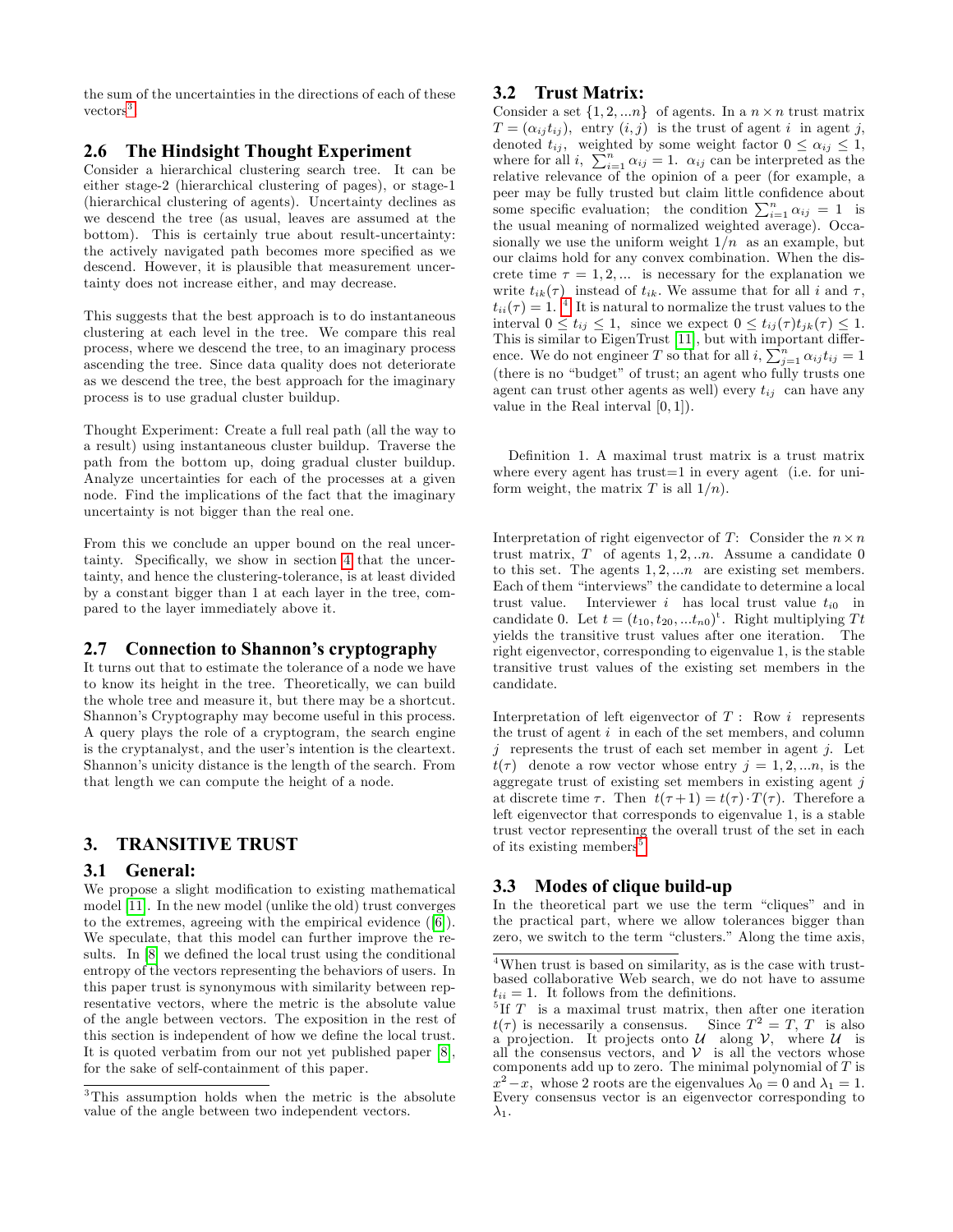the sum of the uncertainties in the directions of each of these vectors[3].

### 2.6 The Hindsight Thought Experiment

Consider a hierarchical clustering search tree. It can be either stage-2 (hierarchical clustering of pages), or stage-1 (hierarchical clustering of agents). Uncertainty declines as we descend the tree (as usual, leaves are assumed at the bottom). This is certainly true about result-uncertainty: the actively navigated path becomes more specified as we descend. However, it is plausible that measurement uncertainty does not increase either, and may decrease.

This suggests that the best approach is to do instantaneous clustering at each level in the tree. We compare this real process, where we descend the tree, to an imaginary process ascending the tree. Since data quality does not deteriorate as we descend the tree, the best approach for the imaginary process is to use gradual cluster buildup.

Thought Experiment: Create a full real path (all the way to a result) using instantaneous cluster buildup. Traverse the path from the bottom up, doing gradual cluster buildup. Analyze uncertainties for each of the processes at a given node. Find the implications of the fact that the imaginary uncertainty is not bigger than the real one.

From this we conclude an upper bound on the real uncertainty. Specifically, we show in section 4 that the uncertainty, and hence the clustering-tolerance, is at least divided by a constant bigger than 1 at each layer in the tree, compared to the layer immediately above it.

### 2.7 Connection to Shannon's cryptography

It turns out that to estimate the tolerance of a node we have to know its height in the tree. Theoretically, we can build the whole tree and measure it, but there may be a shortcut. Shannon's Cryptography may become useful in this process. A query plays the role of a cryptogram, the search engine is the cryptanalyst, and the user's intention is the cleartext. Shannon's unicity distance is the length of the search. From that length we can compute the height of a node.

## 3. TRANSITIVE TRUST

### 3.1 General:

We propose a slight modification to existing mathematical model [11]. In the new model (unlike the old) trust converges to the extremes, agreeing with the empirical evidence ([6]). We speculate, that this model can further improve the results. In [8] we defined the local trust using the conditional entropy of the vectors representing the behaviors of users. In this paper trust is synonymous with similarity between representative vectors, where the metric is the absolute value of the angle between vectors. The exposition in the rest of this section is independent of how we define the local trust. It is quoted verbatim from our not yet published paper [8], for the sake of self-containment of this paper.

[3] This assumption holds when the metric is the absolute value of the angle between two independent vectors.

### 3.2 Trust Matrix:

Consider a set $\{1, 2, ...n\}$ of agents. In a $n \times n$ trust matrix $T = (\alpha_{ij} t_{ij})$, entry $(i, j)$ is the trust of agent $i$ in agent $j$, denoted $t_{ij}$, weighted by some weight factor $0 \leq \alpha_{ij} \leq 1$, where for all $i$, $\sum_{i=1}^{n} \alpha_{ij} = 1$. $\alpha_{ij}$ can be interpreted as the relative relevance of the opinion of a peer (for example, a peer may be fully trusted but claim little confidence about some specific evaluation; the condition $\sum_{i=1}^{n} \alpha_{ij} = 1$ is the usual meaning of normalized weighted average). Occasionally we use the uniform weight $1/n$ as an example, but our claims hold for any convex combination. When the discrete time $\tau = 1, 2, ...$ is necessary for the explanation we write $t_{ik}(\tau)$ instead of $t_{ik}$. We assume that for all $i$ and $\tau$, $t_{ii}(\tau) = 1$. [4] It is natural to normalize the trust values to the interval $0 \leq t_{ij} \leq 1$, since we expect $0 \leq t_{ij}(\tau) t_{jk}(\tau) \leq 1$. This is similar to EigenTrust [11], but with important difference. We do not engineer $T$ so that for all $i$, $\sum_{j=1}^{n} \alpha_{ij} t_{ij} = 1$ (there is no "budget" of trust; an agent who fully trusts one agent can trust other agents as well) every $t_{ij}$ can have any value in the Real interval $[0, 1]$).

Definition 1. A maximal trust matrix is a trust matrix where every agent has trust=1 in every agent (i.e. for uniform weight, the matrix $T$ is all $1/n$).

Interpretation of right eigenvector of $T$: Consider the $n \times n$ trust matrix, $T$ of agents $1, 2, ..n$. Assume a candidate 0 to this set. The agents $1, 2, ...n$ are existing set members. Each of them "interviews" the candidate to determine a local trust value. Interviewer $i$ has local trust value $t_{i0}$ in candidate 0. Let $t = (t_{10}, t_{20}, ...t_{n0})^t$. Right multiplying $Tt$ yields the transitive trust values after one iteration. The right eigenvector, corresponding to eigenvalue 1, is the stable transitive trust values of the existing set members in the candidate.

Interpretation of left eigenvector of $T$: Row $i$ represents the trust of agent $i$ in each of the set members, and column $j$ represents the trust of each set member in agent $j$. Let $t(\tau)$ denote a row vector whose entry $j = 1, 2, ...n$, is the aggregate trust of existing set members in existing agent $j$ at discrete time $\tau$. Then $t(\tau+1) = t(\tau) \cdot T(\tau)$. Therefore a left eigenvector that corresponds to eigenvalue 1, is a stable trust vector representing the overall trust of the set in each of its existing members[5].

### 3.3 Modes of clique build-up

In the theoretical part we use the term "cliques" and in the practical part, where we allow tolerances bigger than zero, we switch to the term "clusters." Along the time axis,

[4] When trust is based on similarity, as is the case with trust-based collaborative Web search, we do not have to assume $t_{ii} = 1$. It follows from the definitions.

[5] If $T$ is a maximal trust matrix, then after one iteration $t(\tau)$ is necessarily a consensus. Since $T^2 = T$, $T$ is also a projection. It projects onto $\mathcal{U}$ along $\mathcal{V}$, where $\mathcal{U}$ is all the consensus vectors, and $\mathcal{V}$ is all the vectors whose components add up to zero. The minimal polynomial of $T$ is $x^2 - x$, whose 2 roots are the eigenvalues $\lambda_0 = 0$ and $\lambda_1 = 1$. Every consensus vector is an eigenvector corresponding to $\lambda_1$.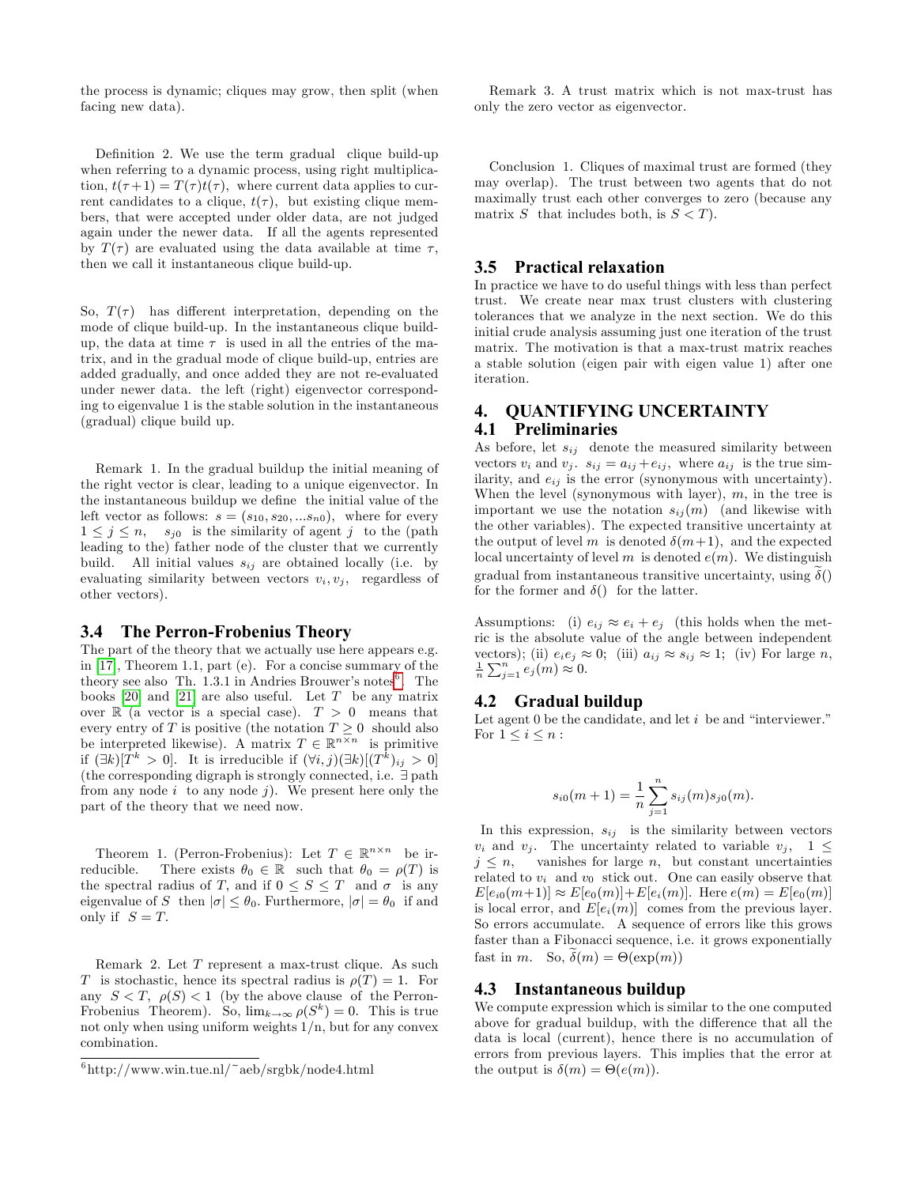the process is dynamic; cliques may grow, then split (when facing new data).

Definition 2. We use the term gradual clique build-up when referring to a dynamic process, using right multiplication, $t(\tau+1) = T(\tau)t(\tau)$, where current data applies to current candidates to a clique, $t(\tau)$, but existing clique members, that were accepted under older data, are not judged again under the newer data. If all the agents represented by $T(\tau)$ are evaluated using the data available at time $\tau$, then we call it instantaneous clique build-up.

So, $T(\tau)$ has different interpretation, depending on the mode of clique build-up. In the instantaneous clique build-up, the data at time $\tau$ is used in all the entries of the matrix, and in the gradual mode of clique build-up, entries are added gradually, and once added they are not re-evaluated under newer data. the left (right) eigenvector corresponding to eigenvalue 1 is the stable solution in the instantaneous (gradual) clique build up.

Remark 1. In the gradual buildup the initial meaning of the right vector is clear, leading to a unique eigenvector. In the instantaneous buildup we define the initial value of the left vector as follows: $s = (s_{10}, s_{20}, ...s_{n0})$, where for every $1 \le j \le n$, $s_{j0}$ is the similarity of agent $j$ to the (path leading to the) father node of the cluster that we currently build. All initial values $s_{ij}$ are obtained locally (i.e. by evaluating similarity between vectors $v_i, v_j$, regardless of other vectors).

### 3.4 The Perron-Frobenius Theory

The part of the theory that we actually use here appears e.g. in [17], Theorem 1.1, part (e). For a concise summary of the theory see also Th. 1.3.1 in Andries Brouwer's notes[6]. The books [20] and [21] are also useful. Let $T$ be any matrix over $\mathbb{R}$ (a vector is a special case). $T > 0$ means that every entry of $T$ is positive (the notation $T \ge 0$ should also be interpreted likewise). A matrix $T \in \mathbb{R}^{n\times n}$ is primitive if $(\exists k)[T^k > 0]$. It is irreducible if $(\forall i, j)(\exists k)[(T^k)_{ij} > 0]$ (the corresponding digraph is strongly connected, i.e. $\exists$ path from any node $i$ to any node $j$). We present here only the part of the theory that we need now.

Theorem 1. (Perron-Frobenius): Let $T \in \mathbb{R}^{n\times n}$ be irreducible. There exists $\theta_0 \in \mathbb{R}$ such that $\theta_0 = \rho(T)$ is the spectral radius of $T$, and if $0 \le S \le T$ and $\sigma$ is any eigenvalue of $S$ then $|\sigma| \le \theta_0$. Furthermore, $|\sigma| = \theta_0$ if and only if $S = T$.

Remark 2. Let $T$ represent a max-trust clique. As such $T$ is stochastic, hence its spectral radius is $\rho(T) = 1$. For any $S < T$, $\rho(S) < 1$ (by the above clause of the Perron-Frobenius Theorem). So, $\lim_{k\to\infty} \rho(S^k) = 0$. This is true not only when using uniform weights 1/n, but for any convex combination.

[6] http://www.win.tue.nl/~aeb/srgbk/node4.html

Remark 3. A trust matrix which is not max-trust has only the zero vector as eigenvector.

Conclusion 1. Cliques of maximal trust are formed (they may overlap). The trust between two agents that do not maximally trust each other converges to zero (because any matrix $S$ that includes both, is $S < T$).

### 3.5 Practical relaxation

In practice we have to do useful things with less than perfect trust. We create near max trust clusters with clustering tolerances that we analyze in the next section. We do this initial crude analysis assuming just one iteration of the trust matrix. The motivation is that a max-trust matrix reaches a stable solution (eigen pair with eigen value 1) after one iteration.

## 4. QUANTIFYING UNCERTAINTY

### 4.1 Preliminaries

As before, let $s_{ij}$ denote the measured similarity between vectors $v_i$ and $v_j$. $s_{ij} = a_{ij} + e_{ij}$, where $a_{ij}$ is the true similarity, and $e_{ij}$ is the error (synonymous with uncertainty). When the level (synonymous with layer), $m$, in the tree is important we use the notation $s_{ij}(m)$ (and likewise with the other variables). The expected transitive uncertainty at the output of level $m$ is denoted $\delta(m+1)$, and the expected local uncertainty of level $m$ is denoted $e(m)$. We distinguish gradual from instantaneous transitive uncertainty, using $\widetilde{\delta}()$ for the former and $\delta()$ for the latter.

Assumptions: (i) $e_{ij} \approx e_i + e_j$ (this holds when the metric is the absolute value of the angle between independent vectors); (ii) $e_i e_j \approx 0$; (iii) $a_{ij} \approx s_{ij} \approx 1$; (iv) For large $n$, $\frac{1}{n}\sum_{j=1}^{n} e_j(m) \approx 0$.

### 4.2 Gradual buildup

Let agent 0 be the candidate, and let $i$ be and "interviewer." For $1 \le i \le n$ :

$$s_{i0}(m+1) = \frac{1}{n}\sum_{j=1}^{n} s_{ij}(m)s_{j0}(m).$$

In this expression, $s_{ij}$ is the similarity between vectors $v_i$ and $v_j$. The uncertainty related to variable $v_j$, $1 \le j \le n$, vanishes for large $n$, but constant uncertainties related to $v_i$ and $v_0$ stick out. One can easily observe that $E[e_{i0}(m+1)] \approx E[e_0(m)] + E[e_i(m)]$. Here $e(m) = E[e_0(m)]$ is local error, and $E[e_i(m)]$ comes from the previous layer. So errors accumulate. A sequence of errors like this grows faster than a Fibonacci sequence, i.e. it grows exponentially fast in $m$. So, $\widetilde{\delta}(m) = \Theta(\exp(m))$

### 4.3 Instantaneous buildup

We compute expression which is similar to the one computed above for gradual buildup, with the difference that all the data is local (current), hence there is no accumulation of errors from previous layers. This implies that the error at the output is $\delta(m) = \Theta(e(m))$.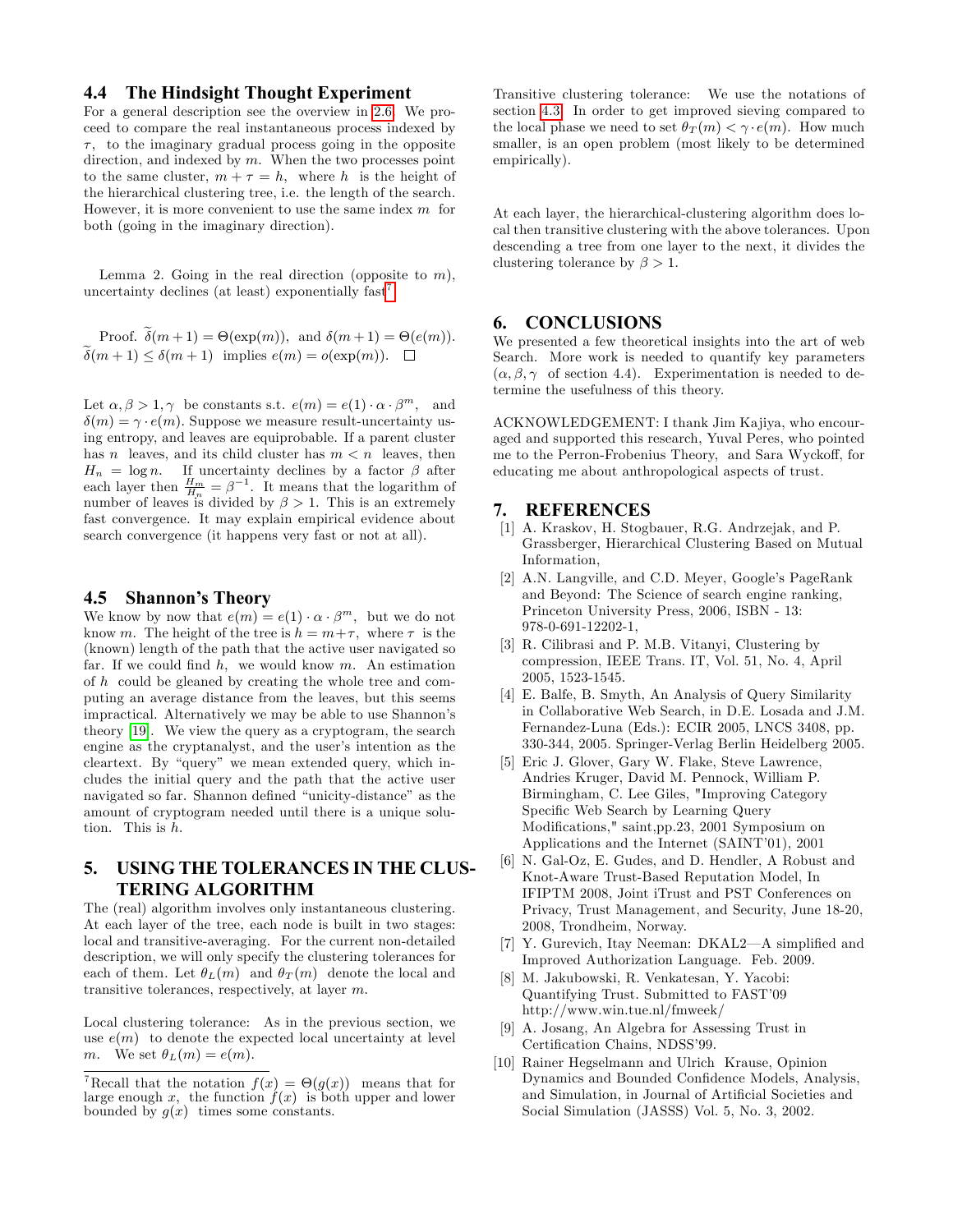### 4.4 The Hindsight Thought Experiment

For a general description see the overview in 2.6. We proceed to compare the real instantaneous process indexed by $\tau$, to the imaginary gradual process going in the opposite direction, and indexed by $m$. When the two processes point to the same cluster, $m + \tau = h$, where $h$ is the height of the hierarchical clustering tree, i.e. the length of the search. However, it is more convenient to use the same index $m$ for both (going in the imaginary direction).

Lemma 2. Going in the real direction (opposite to $m$), uncertainty declines (at least) exponentially fast[7]

Proof. $\widetilde{\delta}(m+1) = \Theta(\exp(m))$, and $\delta(m+1) = \Theta(e(m))$. $\widetilde{\delta}(m+1) \leq \delta(m+1)$ implies $e(m) = o(\exp(m))$. □

Let $\alpha, \beta > 1, \gamma$ be constants s.t. $e(m) = e(1) \cdot \alpha \cdot \beta^m$, and $\delta(m) = \gamma \cdot e(m)$. Suppose we measure result-uncertainty using entropy, and leaves are equiprobable. If a parent cluster has $n$ leaves, and its child cluster has $m < n$ leaves, then $H_n = \log n$. If uncertainty declines by a factor $\beta$ after each layer then $\frac{H_m}{H_n} = \beta^{-1}$. It means that the logarithm of number of leaves is divided by $\beta > 1$. This is an extremely fast convergence. It may explain empirical evidence about search convergence (it happens very fast or not at all).

### 4.5 Shannon's Theory

We know by now that $e(m) = e(1) \cdot \alpha \cdot \beta^m$, but we do not know $m$. The height of the tree is $h = m+\tau$, where $\tau$ is the (known) length of the path that the active user navigated so far. If we could find $h$, we would know $m$. An estimation of $h$ could be gleaned by creating the whole tree and computing an average distance from the leaves, but this seems impractical. Alternatively we may be able to use Shannon's theory [19]. We view the query as a cryptogram, the search engine as the cryptanalyst, and the user's intention as the cleartext. By "query" we mean extended query, which includes the initial query and the path that the active user navigated so far. Shannon defined "unicity-distance" as the amount of cryptogram needed until there is a unique solution. This is $h$.

## 5. USING THE TOLERANCES IN THE CLUSTERING ALGORITHM

The (real) algorithm involves only instantaneous clustering. At each layer of the tree, each node is built in two stages: local and transitive-averaging. For the current non-detailed description, we will only specify the clustering tolerances for each of them. Let $\theta_L(m)$ and $\theta_T(m)$ denote the local and transitive tolerances, respectively, at layer $m$.

Local clustering tolerance: As in the previous section, we use $e(m)$ to denote the expected local uncertainty at level $m$. We set $\theta_L(m) = e(m)$.

[7] Recall that the notation $f(x) = \Theta(g(x))$ means that for large enough $x$, the function $f(x)$ is both upper and lower bounded by $g(x)$ times some constants.

Transitive clustering tolerance: We use the notations of section 4.3. In order to get improved sieving compared to the local phase we need to set $\theta_T(m) < \gamma \cdot e(m)$. How much smaller, is an open problem (most likely to be determined empirically).

At each layer, the hierarchical-clustering algorithm does local then transitive clustering with the above tolerances. Upon descending a tree from one layer to the next, it divides the clustering tolerance by $\beta > 1$.

## 6. CONCLUSIONS

We presented a few theoretical insights into the art of web Search. More work is needed to quantify key parameters $(\alpha, \beta, \gamma$ of section 4.4). Experimentation is needed to determine the usefulness of this theory.

ACKNOWLEDGEMENT: I thank Jim Kajiya, who encouraged and supported this research, Yuval Peres, who pointed me to the Perron-Frobenius Theory, and Sara Wyckoff, for educating me about anthropological aspects of trust.

## 7. REFERENCES

[1] A. Kraskov, H. Stogbauer, R.G. Andrzejak, and P. Grassberger, Hierarchical Clustering Based on Mutual Information,

[2] A.N. Langville, and C.D. Meyer, Google's PageRank and Beyond: The Science of search engine ranking, Princeton University Press, 2006, ISBN - 13: 978-0-691-12202-1,

[3] R. Cilibrasi and P. M.B. Vitanyi, Clustering by compression, IEEE Trans. IT, Vol. 51, No. 4, April 2005, 1523-1545.

[4] E. Balfe, B. Smyth, An Analysis of Query Similarity in Collaborative Web Search, in D.E. Losada and J.M. Fernandez-Luna (Eds.): ECIR 2005, LNCS 3408, pp. 330-344, 2005. Springer-Verlag Berlin Heidelberg 2005.

[5] Eric J. Glover, Gary W. Flake, Steve Lawrence, Andries Kruger, David M. Pennock, William P. Birmingham, C. Lee Giles, "Improving Category Specific Web Search by Learning Query Modifications," saint,pp.23, 2001 Symposium on Applications and the Internet (SAINT'01), 2001

[6] N. Gal-Oz, E. Gudes, and D. Hendler, A Robust and Knot-Aware Trust-Based Reputation Model, In IFIPTM 2008, Joint iTrust and PST Conferences on Privacy, Trust Management, and Security, June 18-20, 2008, Trondheim, Norway.

[7] Y. Gurevich, Itay Neeman: DKAL2—A simplified and Improved Authorization Language. Feb. 2009.

[8] M. Jakubowski, R. Venkatesan, Y. Yacobi: Quantifying Trust. Submitted to FAST'09 http://www.win.tue.nl/fmweek/

[9] A. Josang, An Algebra for Assessing Trust in Certification Chains, NDSS'99.

[10] Rainer Hegselmann and Ulrich Krause, Opinion Dynamics and Bounded Confidence Models, Analysis, and Simulation, in Journal of Artificial Societies and Social Simulation (JASSS) Vol. 5, No. 3, 2002.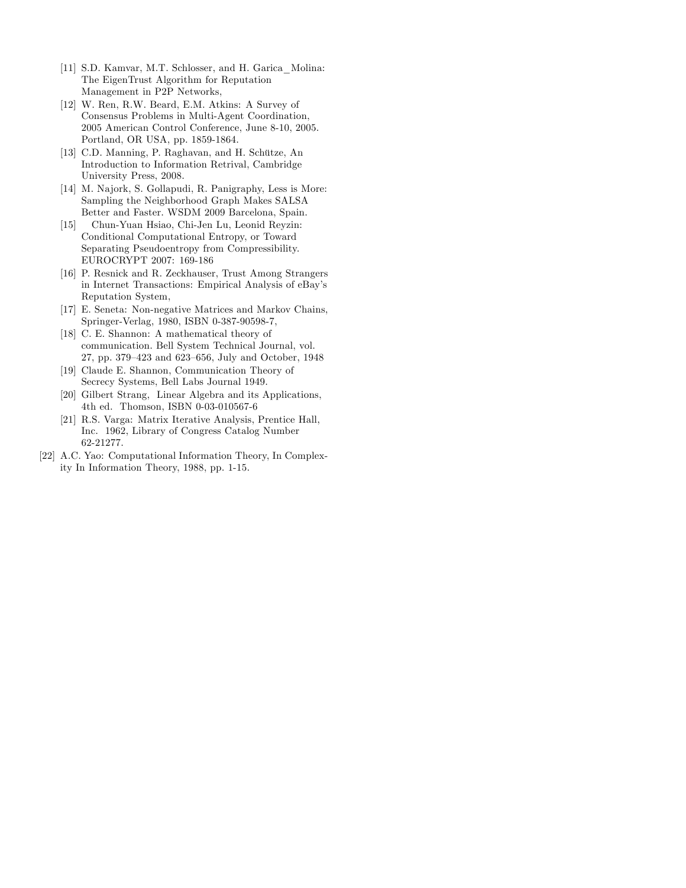[11] S.D. Kamvar, M.T. Schlosser, and H. Garica_Molina: The EigenTrust Algorithm for Reputation Management in P2P Networks,

[12] W. Ren, R.W. Beard, E.M. Atkins: A Survey of Consensus Problems in Multi-Agent Coordination, 2005 American Control Conference, June 8-10, 2005. Portland, OR USA, pp. 1859-1864.

[13] C.D. Manning, P. Raghavan, and H. Schütze, An Introduction to Information Retrival, Cambridge University Press, 2008.

[14] M. Najork, S. Gollapudi, R. Panigraphy, Less is More: Sampling the Neighborhood Graph Makes SALSA Better and Faster. WSDM 2009 Barcelona, Spain.

[15] Chun-Yuan Hsiao, Chi-Jen Lu, Leonid Reyzin: Conditional Computational Entropy, or Toward Separating Pseudoentropy from Compressibility. EUROCRYPT 2007: 169-186

[16] P. Resnick and R. Zeckhauser, Trust Among Strangers in Internet Transactions: Empirical Analysis of eBay's Reputation System,

[17] E. Seneta: Non-negative Matrices and Markov Chains, Springer-Verlag, 1980, ISBN 0-387-90598-7,

[18] C. E. Shannon: A mathematical theory of communication. Bell System Technical Journal, vol. 27, pp. 379–423 and 623–656, July and October, 1948

[19] Claude E. Shannon, Communication Theory of Secrecy Systems, Bell Labs Journal 1949.

[20] Gilbert Strang, Linear Algebra and its Applications, 4th ed. Thomson, ISBN 0-03-010567-6

[21] R.S. Varga: Matrix Iterative Analysis, Prentice Hall, Inc. 1962, Library of Congress Catalog Number 62-21277.

[22] A.C. Yao: Computational Information Theory, In Complexity In Information Theory, 1988, pp. 1-15.